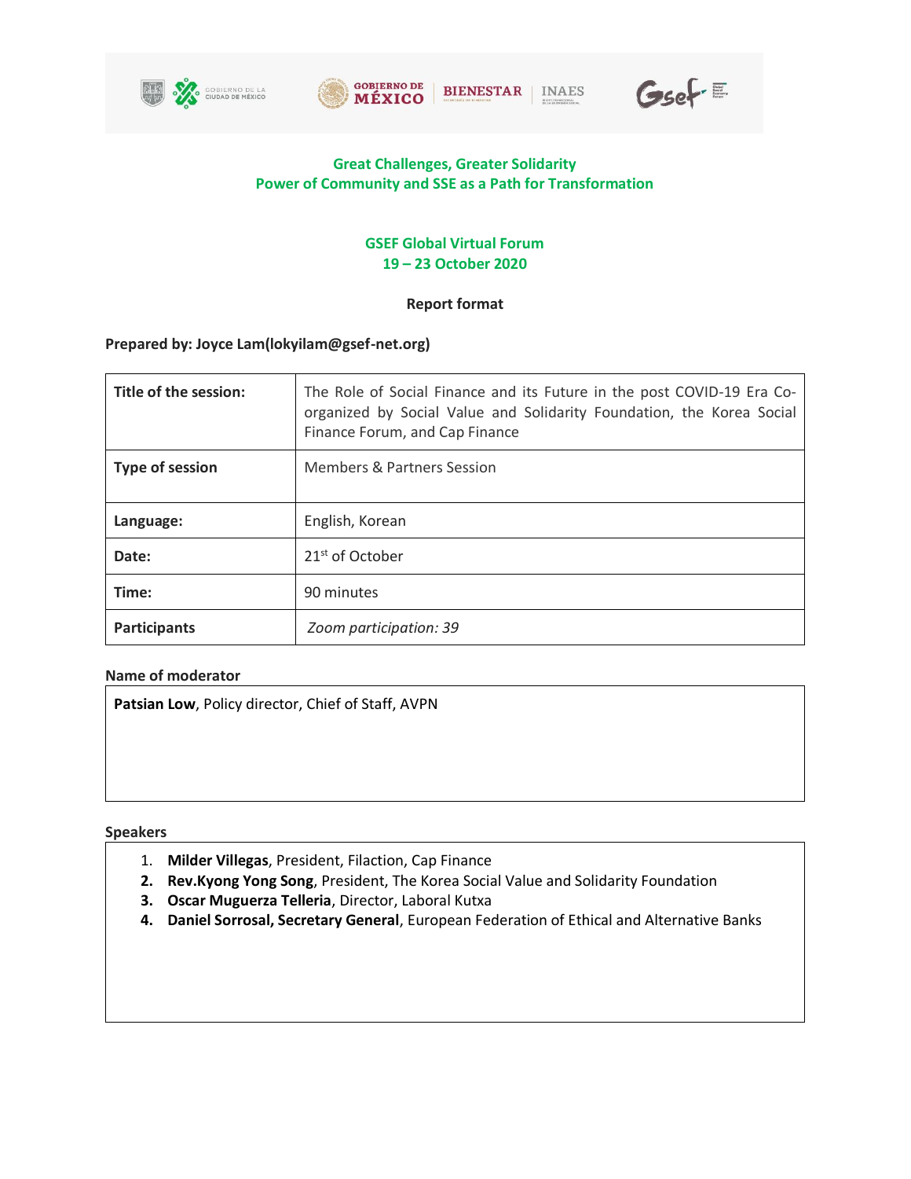**Great Challenges, Greater Solidarity**
**Power of Community and SSE as a Path for Transformation**

**GSEF Global Virtual Forum**
**19 – 23 October 2020**

**Report format**

**Prepared by: Joyce Lam(lokyilam@gsef-net.org)**

| | |
|---|---|
| **Title of the session:** | The Role of Social Finance and its Future in the post COVID-19 Era Co-organized by Social Value and Solidarity Foundation, the Korea Social Finance Forum, and Cap Finance |
| **Type of session** | Members & Partners Session |
| **Language:** | English, Korean |
| **Date:** | 21st of October |
| **Time:** | 90 minutes |
| **Participants** | *Zoom participation: 39* |

**Name of moderator**

**Patsian Low**, Policy director, Chief of Staff, AVPN

**Speakers**

1. **Milder Villegas**, President, Filaction, Cap Finance
2. **Rev.Kyong Yong Song**, President, The Korea Social Value and Solidarity Foundation
3. **Oscar Muguerza Telleria**, Director, Laboral Kutxa
4. **Daniel Sorrosal, Secretary General**, European Federation of Ethical and Alternative Banks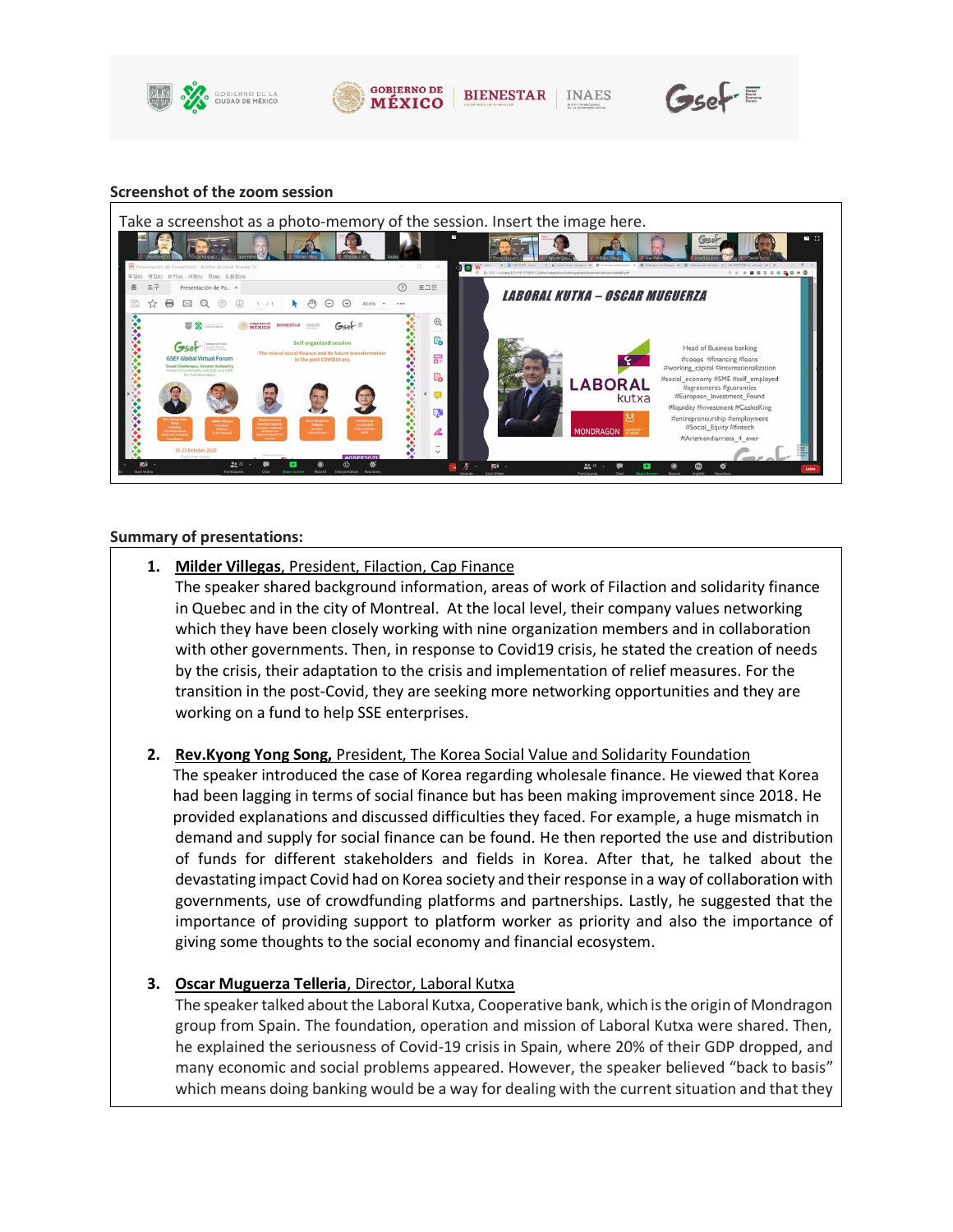**Screenshot of the zoom session**

Take a screenshot as a photo-memory of the session. Insert the image here.

**Summary of presentations:**

1. **Milder Villegas**, President, Filaction, Cap Finance
   The speaker shared background information, areas of work of Filaction and solidarity finance in Quebec and in the city of Montreal. At the local level, their company values networking which they have been closely working with nine organization members and in collaboration with other governments. Then, in response to Covid19 crisis, he stated the creation of needs by the crisis, their adaptation to the crisis and implementation of relief measures. For the transition in the post-Covid, they are seeking more networking opportunities and they are working on a fund to help SSE enterprises.

2. **Rev.Kyong Yong Song,** President, The Korea Social Value and Solidarity Foundation
   The speaker introduced the case of Korea regarding wholesale finance. He viewed that Korea had been lagging in terms of social finance but has been making improvement since 2018. He provided explanations and discussed difficulties they faced. For example, a huge mismatch in demand and supply for social finance can be found. He then reported the use and distribution of funds for different stakeholders and fields in Korea. After that, he talked about the devastating impact Covid had on Korea society and their response in a way of collaboration with governments, use of crowdfunding platforms and partnerships. Lastly, he suggested that the importance of providing support to platform worker as priority and also the importance of giving some thoughts to the social economy and financial ecosystem.

3. **Oscar Muguerza Telleria**, Director, Laboral Kutxa
   The speaker talked about the Laboral Kutxa, Cooperative bank, which is the origin of Mondragon group from Spain. The foundation, operation and mission of Laboral Kutxa were shared. Then, he explained the seriousness of Covid-19 crisis in Spain, where 20% of their GDP dropped, and many economic and social problems appeared. However, the speaker believed "back to basis" which means doing banking would be a way for dealing with the current situation and that they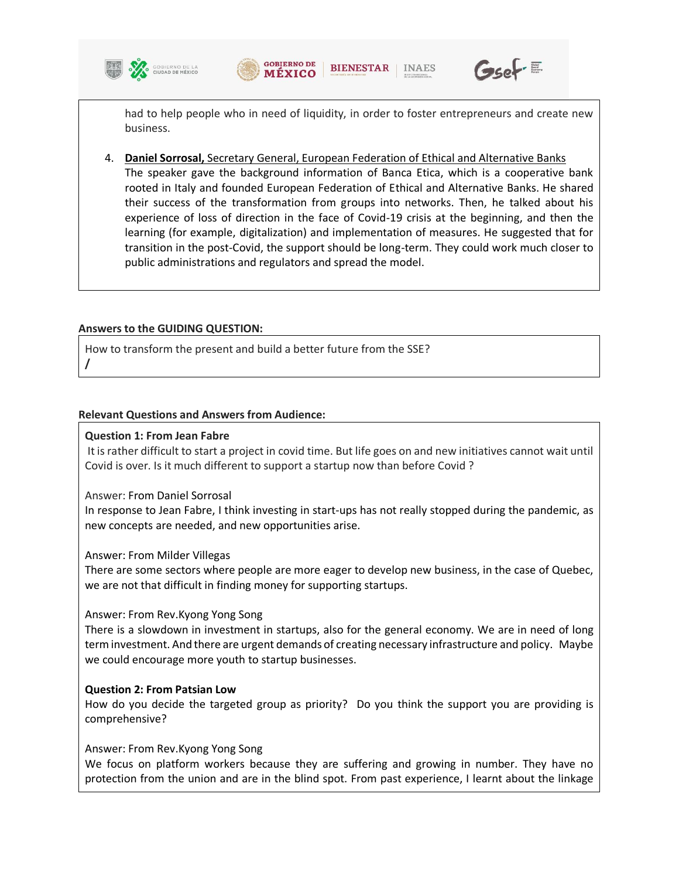had to help people who in need of liquidity, in order to foster entrepreneurs and create new business.

4. **Daniel Sorrosal,** Secretary General, European Federation of Ethical and Alternative Banks
   The speaker gave the background information of Banca Etica, which is a cooperative bank rooted in Italy and founded European Federation of Ethical and Alternative Banks. He shared their success of the transformation from groups into networks. Then, he talked about his experience of loss of direction in the face of Covid-19 crisis at the beginning, and then the learning (for example, digitalization) and implementation of measures. He suggested that for transition in the post-Covid, the support should be long-term. They could work much closer to public administrations and regulators and spread the model.

**Answers to the GUIDING QUESTION:**

How to transform the present and build a better future from the SSE?

/

**Relevant Questions and Answers from Audience:**

**Question 1: From Jean Fabre**

It is rather difficult to start a project in covid time. But life goes on and new initiatives cannot wait until Covid is over. Is it much different to support a startup now than before Covid ?

Answer: From Daniel Sorrosal

In response to Jean Fabre, I think investing in start-ups has not really stopped during the pandemic, as new concepts are needed, and new opportunities arise.

Answer: From Milder Villegas

There are some sectors where people are more eager to develop new business, in the case of Quebec, we are not that difficult in finding money for supporting startups.

Answer: From Rev.Kyong Yong Song

There is a slowdown in investment in startups, also for the general economy. We are in need of long term investment. And there are urgent demands of creating necessary infrastructure and policy. Maybe we could encourage more youth to startup businesses.

**Question 2: From Patsian Low**

How do you decide the targeted group as priority? Do you think the support you are providing is comprehensive?

Answer: From Rev.Kyong Yong Song

We focus on platform workers because they are suffering and growing in number. They have no protection from the union and are in the blind spot. From past experience, I learnt about the linkage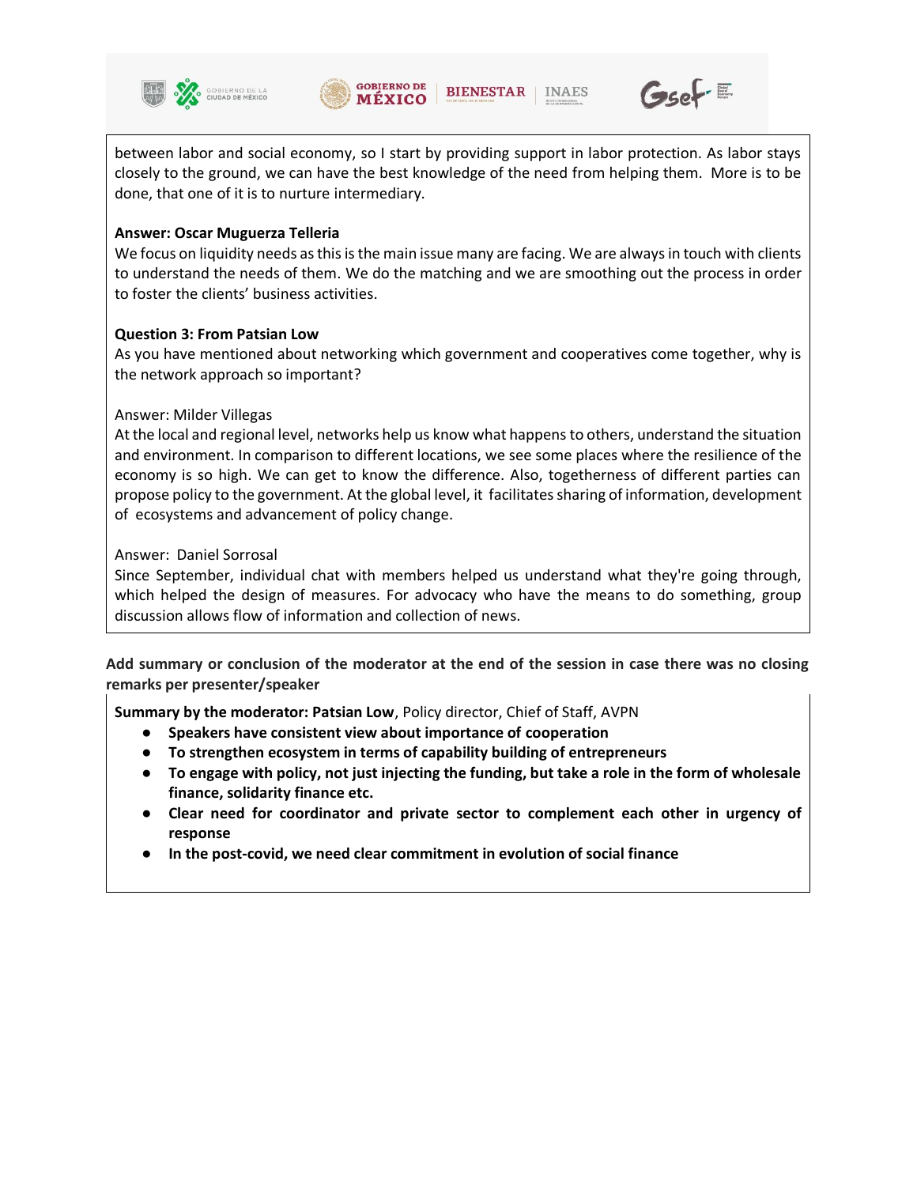between labor and social economy, so I start by providing support in labor protection. As labor stays closely to the ground, we can have the best knowledge of the need from helping them. More is to be done, that one of it is to nurture intermediary.

**Answer: Oscar Muguerza Telleria**

We focus on liquidity needs as this is the main issue many are facing. We are always in touch with clients to understand the needs of them. We do the matching and we are smoothing out the process in order to foster the clients' business activities.

**Question 3: From Patsian Low**

As you have mentioned about networking which government and cooperatives come together, why is the network approach so important?

Answer: Milder Villegas

At the local and regional level, networks help us know what happens to others, understand the situation and environment. In comparison to different locations, we see some places where the resilience of the economy is so high. We can get to know the difference. Also, togetherness of different parties can propose policy to the government. At the global level, it facilitates sharing of information, development of ecosystems and advancement of policy change.

Answer: Daniel Sorrosal

Since September, individual chat with members helped us understand what they're going through, which helped the design of measures. For advocacy who have the means to do something, group discussion allows flow of information and collection of news.

**Add summary or conclusion of the moderator at the end of the session in case there was no closing remarks per presenter/speaker**

**Summary by the moderator: Patsian Low**, Policy director, Chief of Staff, AVPN

- **Speakers have consistent view about importance of cooperation**
- **To strengthen ecosystem in terms of capability building of entrepreneurs**
- **To engage with policy, not just injecting the funding, but take a role in the form of wholesale finance, solidarity finance etc.**
- **Clear need for coordinator and private sector to complement each other in urgency of response**
- **In the post-covid, we need clear commitment in evolution of social finance**